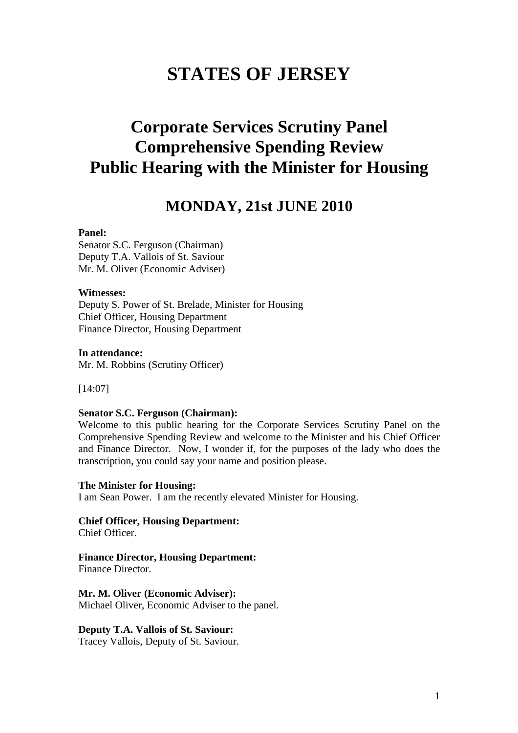# STATES OF JERSEY

## Corporate Services Scrutiny Panel
## Comprehensive Spending Review
## Public Hearing with the Minister for Housing

### MONDAY, 21st JUNE 2010

**Panel:**
Senator S.C. Ferguson (Chairman)
Deputy T.A. Vallois of St. Saviour
Mr. M. Oliver (Economic Adviser)

**Witnesses:**
Deputy S. Power of St. Brelade, Minister for Housing
Chief Officer, Housing Department
Finance Director, Housing Department

**In attendance:**
Mr. M. Robbins (Scrutiny Officer)

[14:07]

**Senator S.C. Ferguson (Chairman):**
Welcome to this public hearing for the Corporate Services Scrutiny Panel on the Comprehensive Spending Review and welcome to the Minister and his Chief Officer and Finance Director. Now, I wonder if, for the purposes of the lady who does the transcription, you could say your name and position please.

**The Minister for Housing:**
I am Sean Power. I am the recently elevated Minister for Housing.

**Chief Officer, Housing Department:**
Chief Officer.

**Finance Director, Housing Department:**
Finance Director.

**Mr. M. Oliver (Economic Adviser):**
Michael Oliver, Economic Adviser to the panel.

**Deputy T.A. Vallois of St. Saviour:**
Tracey Vallois, Deputy of St. Saviour.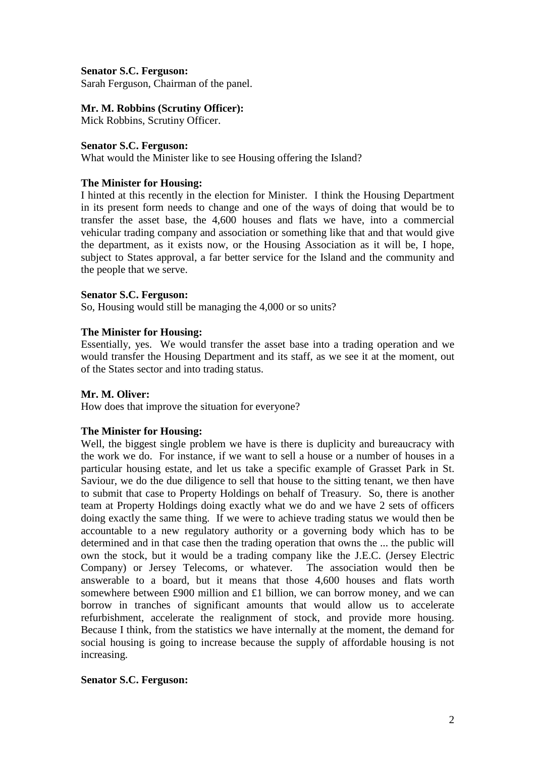**Senator S.C. Ferguson:**
Sarah Ferguson, Chairman of the panel.

**Mr. M. Robbins (Scrutiny Officer):**
Mick Robbins, Scrutiny Officer.

**Senator S.C. Ferguson:**
What would the Minister like to see Housing offering the Island?

**The Minister for Housing:**
I hinted at this recently in the election for Minister. I think the Housing Department in its present form needs to change and one of the ways of doing that would be to transfer the asset base, the 4,600 houses and flats we have, into a commercial vehicular trading company and association or something like that and that would give the department, as it exists now, or the Housing Association as it will be, I hope, subject to States approval, a far better service for the Island and the community and the people that we serve.

**Senator S.C. Ferguson:**
So, Housing would still be managing the 4,000 or so units?

**The Minister for Housing:**
Essentially, yes. We would transfer the asset base into a trading operation and we would transfer the Housing Department and its staff, as we see it at the moment, out of the States sector and into trading status.

**Mr. M. Oliver:**
How does that improve the situation for everyone?

**The Minister for Housing:**
Well, the biggest single problem we have is there is duplicity and bureaucracy with the work we do. For instance, if we want to sell a house or a number of houses in a particular housing estate, and let us take a specific example of Grasset Park in St. Saviour, we do the due diligence to sell that house to the sitting tenant, we then have to submit that case to Property Holdings on behalf of Treasury. So, there is another team at Property Holdings doing exactly what we do and we have 2 sets of officers doing exactly the same thing. If we were to achieve trading status we would then be accountable to a new regulatory authority or a governing body which has to be determined and in that case then the trading operation that owns the ... the public will own the stock, but it would be a trading company like the J.E.C. (Jersey Electric Company) or Jersey Telecoms, or whatever. The association would then be answerable to a board, but it means that those 4,600 houses and flats worth somewhere between £900 million and £1 billion, we can borrow money, and we can borrow in tranches of significant amounts that would allow us to accelerate refurbishment, accelerate the realignment of stock, and provide more housing. Because I think, from the statistics we have internally at the moment, the demand for social housing is going to increase because the supply of affordable housing is not increasing.

**Senator S.C. Ferguson:**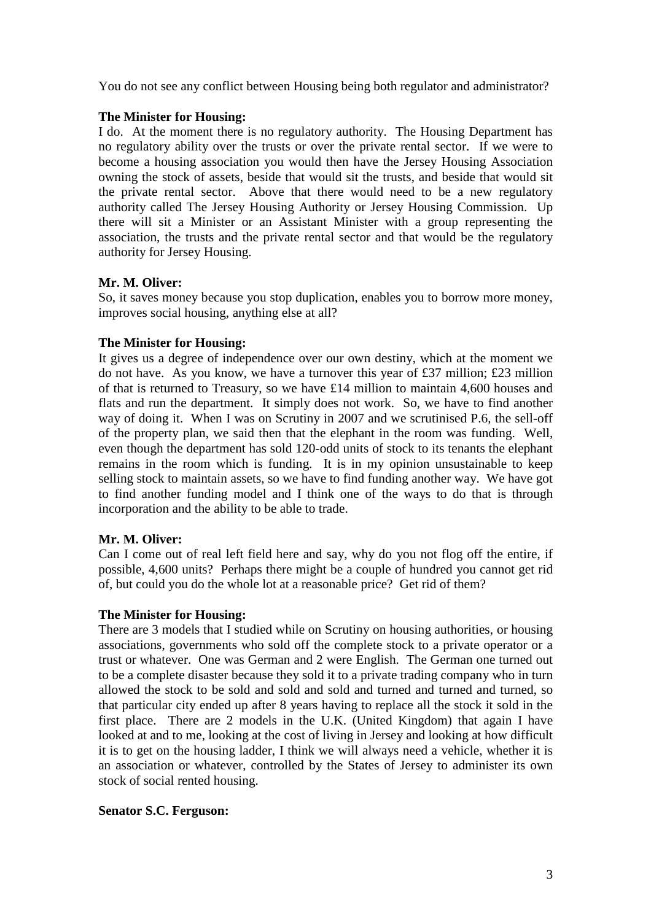You do not see any conflict between Housing being both regulator and administrator?

**The Minister for Housing:**
I do. At the moment there is no regulatory authority. The Housing Department has no regulatory ability over the trusts or over the private rental sector. If we were to become a housing association you would then have the Jersey Housing Association owning the stock of assets, beside that would sit the trusts, and beside that would sit the private rental sector. Above that there would need to be a new regulatory authority called The Jersey Housing Authority or Jersey Housing Commission. Up there will sit a Minister or an Assistant Minister with a group representing the association, the trusts and the private rental sector and that would be the regulatory authority for Jersey Housing.

**Mr. M. Oliver:**
So, it saves money because you stop duplication, enables you to borrow more money, improves social housing, anything else at all?

**The Minister for Housing:**
It gives us a degree of independence over our own destiny, which at the moment we do not have. As you know, we have a turnover this year of £37 million; £23 million of that is returned to Treasury, so we have £14 million to maintain 4,600 houses and flats and run the department. It simply does not work. So, we have to find another way of doing it. When I was on Scrutiny in 2007 and we scrutinised P.6, the sell-off of the property plan, we said then that the elephant in the room was funding. Well, even though the department has sold 120-odd units of stock to its tenants the elephant remains in the room which is funding. It is in my opinion unsustainable to keep selling stock to maintain assets, so we have to find funding another way. We have got to find another funding model and I think one of the ways to do that is through incorporation and the ability to be able to trade.

**Mr. M. Oliver:**
Can I come out of real left field here and say, why do you not flog off the entire, if possible, 4,600 units? Perhaps there might be a couple of hundred you cannot get rid of, but could you do the whole lot at a reasonable price? Get rid of them?

**The Minister for Housing:**
There are 3 models that I studied while on Scrutiny on housing authorities, or housing associations, governments who sold off the complete stock to a private operator or a trust or whatever. One was German and 2 were English. The German one turned out to be a complete disaster because they sold it to a private trading company who in turn allowed the stock to be sold and sold and sold and turned and turned and turned, so that particular city ended up after 8 years having to replace all the stock it sold in the first place. There are 2 models in the U.K. (United Kingdom) that again I have looked at and to me, looking at the cost of living in Jersey and looking at how difficult it is to get on the housing ladder, I think we will always need a vehicle, whether it is an association or whatever, controlled by the States of Jersey to administer its own stock of social rented housing.

**Senator S.C. Ferguson:**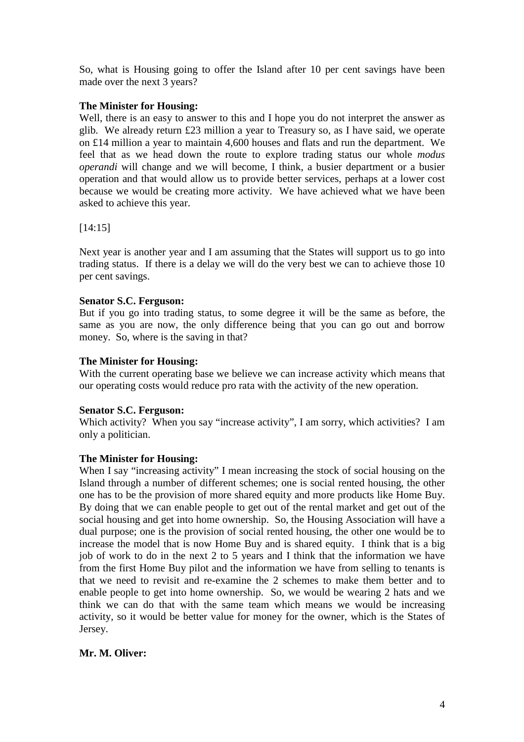So, what is Housing going to offer the Island after 10 per cent savings have been made over the next 3 years?

**The Minister for Housing:**
Well, there is an easy to answer to this and I hope you do not interpret the answer as glib. We already return £23 million a year to Treasury so, as I have said, we operate on £14 million a year to maintain 4,600 houses and flats and run the department. We feel that as we head down the route to explore trading status our whole *modus operandi* will change and we will become, I think, a busier department or a busier operation and that would allow us to provide better services, perhaps at a lower cost because we would be creating more activity. We have achieved what we have been asked to achieve this year.

[14:15]

Next year is another year and I am assuming that the States will support us to go into trading status. If there is a delay we will do the very best we can to achieve those 10 per cent savings.

**Senator S.C. Ferguson:**
But if you go into trading status, to some degree it will be the same as before, the same as you are now, the only difference being that you can go out and borrow money. So, where is the saving in that?

**The Minister for Housing:**
With the current operating base we believe we can increase activity which means that our operating costs would reduce pro rata with the activity of the new operation.

**Senator S.C. Ferguson:**
Which activity? When you say "increase activity", I am sorry, which activities? I am only a politician.

**The Minister for Housing:**
When I say "increasing activity" I mean increasing the stock of social housing on the Island through a number of different schemes; one is social rented housing, the other one has to be the provision of more shared equity and more products like Home Buy. By doing that we can enable people to get out of the rental market and get out of the social housing and get into home ownership. So, the Housing Association will have a dual purpose; one is the provision of social rented housing, the other one would be to increase the model that is now Home Buy and is shared equity. I think that is a big job of work to do in the next 2 to 5 years and I think that the information we have from the first Home Buy pilot and the information we have from selling to tenants is that we need to revisit and re-examine the 2 schemes to make them better and to enable people to get into home ownership. So, we would be wearing 2 hats and we think we can do that with the same team which means we would be increasing activity, so it would be better value for money for the owner, which is the States of Jersey.

**Mr. M. Oliver:**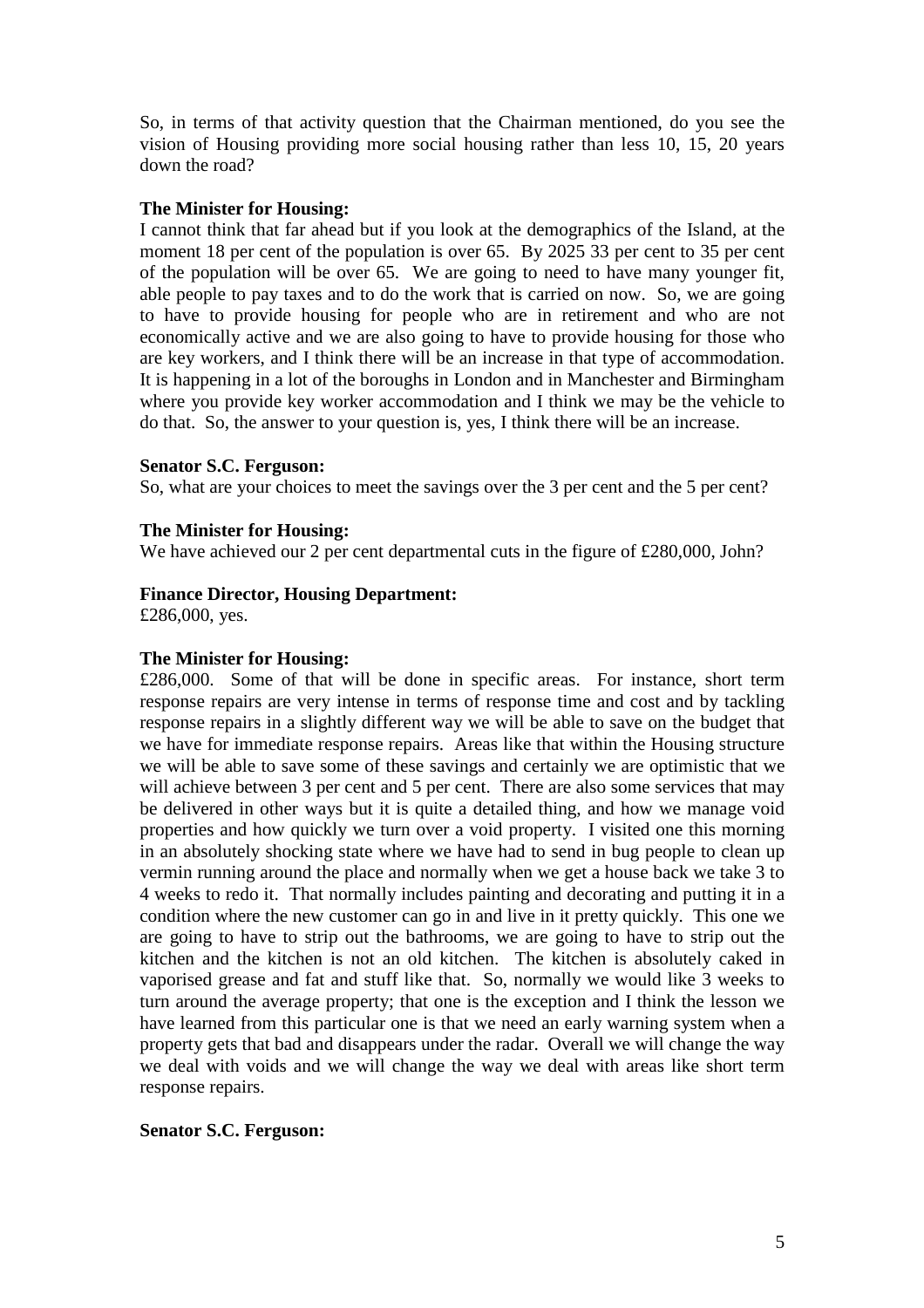So, in terms of that activity question that the Chairman mentioned, do you see the vision of Housing providing more social housing rather than less 10, 15, 20 years down the road?

**The Minister for Housing:**
I cannot think that far ahead but if you look at the demographics of the Island, at the moment 18 per cent of the population is over 65. By 2025 33 per cent to 35 per cent of the population will be over 65. We are going to need to have many younger fit, able people to pay taxes and to do the work that is carried on now. So, we are going to have to provide housing for people who are in retirement and who are not economically active and we are also going to have to provide housing for those who are key workers, and I think there will be an increase in that type of accommodation. It is happening in a lot of the boroughs in London and in Manchester and Birmingham where you provide key worker accommodation and I think we may be the vehicle to do that. So, the answer to your question is, yes, I think there will be an increase.

**Senator S.C. Ferguson:**
So, what are your choices to meet the savings over the 3 per cent and the 5 per cent?

**The Minister for Housing:**
We have achieved our 2 per cent departmental cuts in the figure of £280,000, John?

**Finance Director, Housing Department:**
£286,000, yes.

**The Minister for Housing:**
£286,000. Some of that will be done in specific areas. For instance, short term response repairs are very intense in terms of response time and cost and by tackling response repairs in a slightly different way we will be able to save on the budget that we have for immediate response repairs. Areas like that within the Housing structure we will be able to save some of these savings and certainly we are optimistic that we will achieve between 3 per cent and 5 per cent. There are also some services that may be delivered in other ways but it is quite a detailed thing, and how we manage void properties and how quickly we turn over a void property. I visited one this morning in an absolutely shocking state where we have had to send in bug people to clean up vermin running around the place and normally when we get a house back we take 3 to 4 weeks to redo it. That normally includes painting and decorating and putting it in a condition where the new customer can go in and live in it pretty quickly. This one we are going to have to strip out the bathrooms, we are going to have to strip out the kitchen and the kitchen is not an old kitchen. The kitchen is absolutely caked in vaporised grease and fat and stuff like that. So, normally we would like 3 weeks to turn around the average property; that one is the exception and I think the lesson we have learned from this particular one is that we need an early warning system when a property gets that bad and disappears under the radar. Overall we will change the way we deal with voids and we will change the way we deal with areas like short term response repairs.

**Senator S.C. Ferguson:**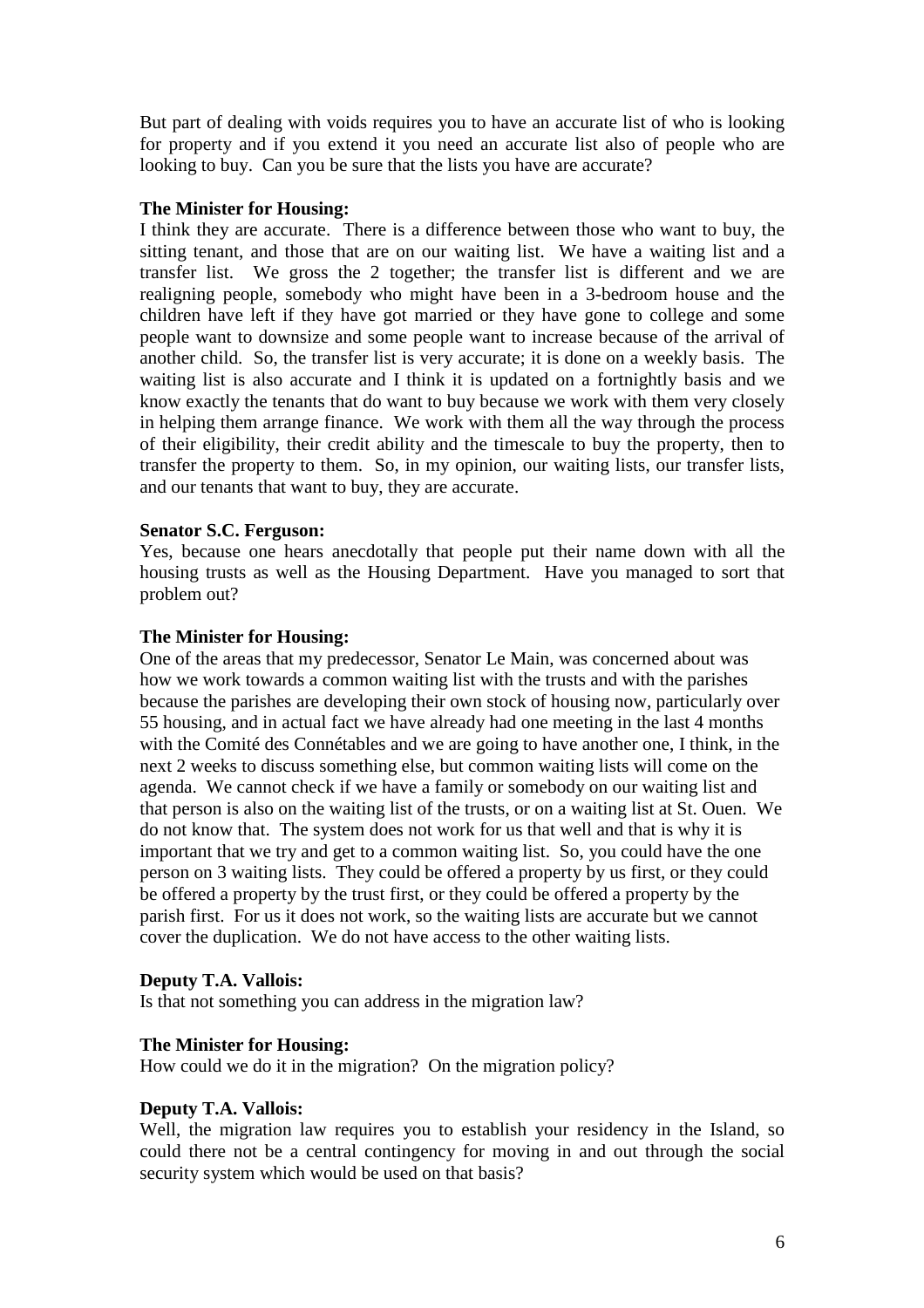But part of dealing with voids requires you to have an accurate list of who is looking for property and if you extend it you need an accurate list also of people who are looking to buy. Can you be sure that the lists you have are accurate?

**The Minister for Housing:**

I think they are accurate. There is a difference between those who want to buy, the sitting tenant, and those that are on our waiting list. We have a waiting list and a transfer list. We gross the 2 together; the transfer list is different and we are realigning people, somebody who might have been in a 3-bedroom house and the children have left if they have got married or they have gone to college and some people want to downsize and some people want to increase because of the arrival of another child. So, the transfer list is very accurate; it is done on a weekly basis. The waiting list is also accurate and I think it is updated on a fortnightly basis and we know exactly the tenants that do want to buy because we work with them very closely in helping them arrange finance. We work with them all the way through the process of their eligibility, their credit ability and the timescale to buy the property, then to transfer the property to them. So, in my opinion, our waiting lists, our transfer lists, and our tenants that want to buy, they are accurate.

**Senator S.C. Ferguson:**

Yes, because one hears anecdotally that people put their name down with all the housing trusts as well as the Housing Department. Have you managed to sort that problem out?

**The Minister for Housing:**

One of the areas that my predecessor, Senator Le Main, was concerned about was how we work towards a common waiting list with the trusts and with the parishes because the parishes are developing their own stock of housing now, particularly over 55 housing, and in actual fact we have already had one meeting in the last 4 months with the Comité des Connétables and we are going to have another one, I think, in the next 2 weeks to discuss something else, but common waiting lists will come on the agenda. We cannot check if we have a family or somebody on our waiting list and that person is also on the waiting list of the trusts, or on a waiting list at St. Ouen. We do not know that. The system does not work for us that well and that is why it is important that we try and get to a common waiting list. So, you could have the one person on 3 waiting lists. They could be offered a property by us first, or they could be offered a property by the trust first, or they could be offered a property by the parish first. For us it does not work, so the waiting lists are accurate but we cannot cover the duplication. We do not have access to the other waiting lists.

**Deputy T.A. Vallois:**

Is that not something you can address in the migration law?

**The Minister for Housing:**

How could we do it in the migration? On the migration policy?

**Deputy T.A. Vallois:**

Well, the migration law requires you to establish your residency in the Island, so could there not be a central contingency for moving in and out through the social security system which would be used on that basis?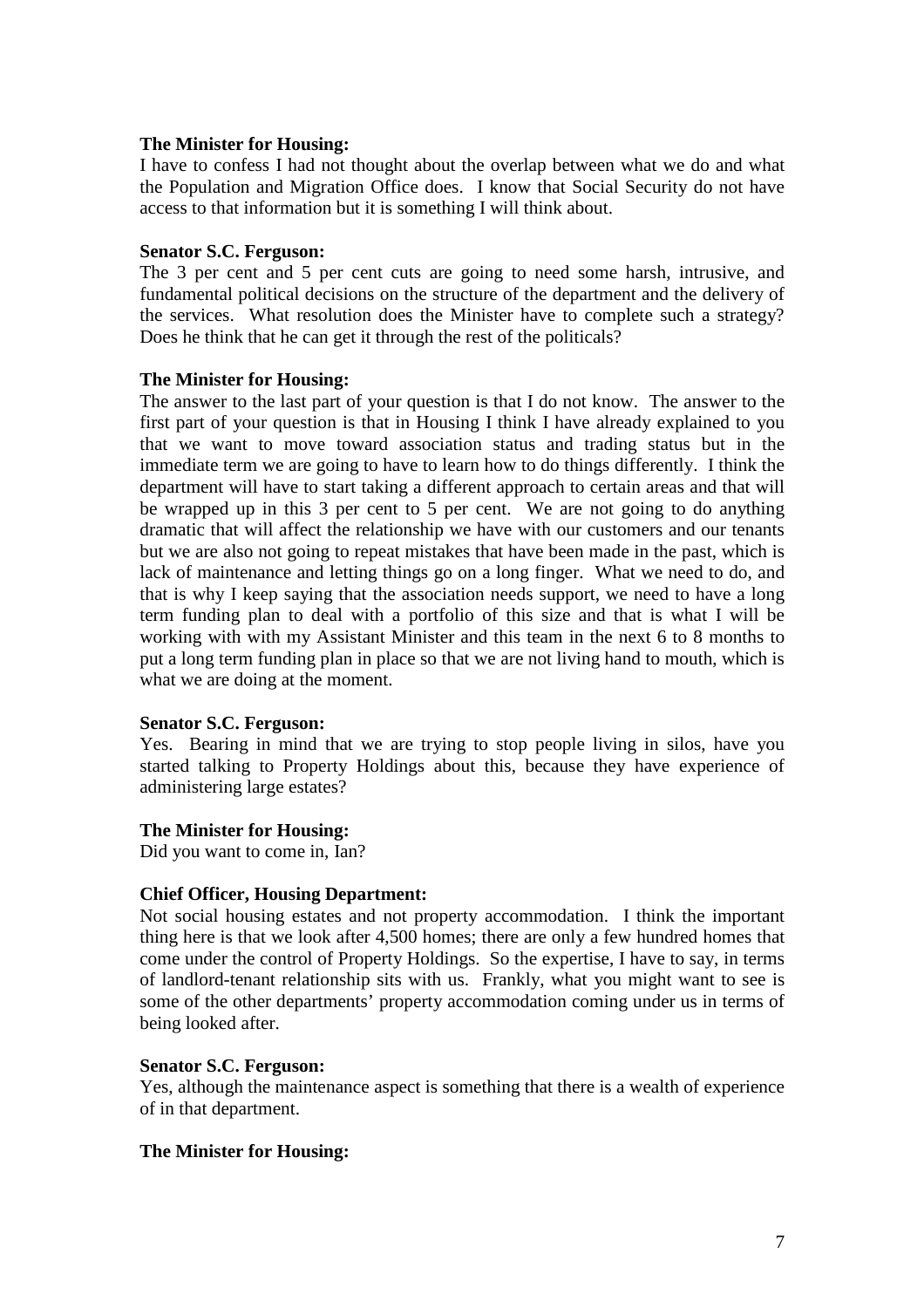**The Minister for Housing:**
I have to confess I had not thought about the overlap between what we do and what the Population and Migration Office does. I know that Social Security do not have access to that information but it is something I will think about.

**Senator S.C. Ferguson:**
The 3 per cent and 5 per cent cuts are going to need some harsh, intrusive, and fundamental political decisions on the structure of the department and the delivery of the services. What resolution does the Minister have to complete such a strategy? Does he think that he can get it through the rest of the politicals?

**The Minister for Housing:**
The answer to the last part of your question is that I do not know. The answer to the first part of your question is that in Housing I think I have already explained to you that we want to move toward association status and trading status but in the immediate term we are going to have to learn how to do things differently. I think the department will have to start taking a different approach to certain areas and that will be wrapped up in this 3 per cent to 5 per cent. We are not going to do anything dramatic that will affect the relationship we have with our customers and our tenants but we are also not going to repeat mistakes that have been made in the past, which is lack of maintenance and letting things go on a long finger. What we need to do, and that is why I keep saying that the association needs support, we need to have a long term funding plan to deal with a portfolio of this size and that is what I will be working with with my Assistant Minister and this team in the next 6 to 8 months to put a long term funding plan in place so that we are not living hand to mouth, which is what we are doing at the moment.

**Senator S.C. Ferguson:**
Yes. Bearing in mind that we are trying to stop people living in silos, have you started talking to Property Holdings about this, because they have experience of administering large estates?

**The Minister for Housing:**
Did you want to come in, Ian?

**Chief Officer, Housing Department:**
Not social housing estates and not property accommodation. I think the important thing here is that we look after 4,500 homes; there are only a few hundred homes that come under the control of Property Holdings. So the expertise, I have to say, in terms of landlord-tenant relationship sits with us. Frankly, what you might want to see is some of the other departments' property accommodation coming under us in terms of being looked after.

**Senator S.C. Ferguson:**
Yes, although the maintenance aspect is something that there is a wealth of experience of in that department.

**The Minister for Housing:**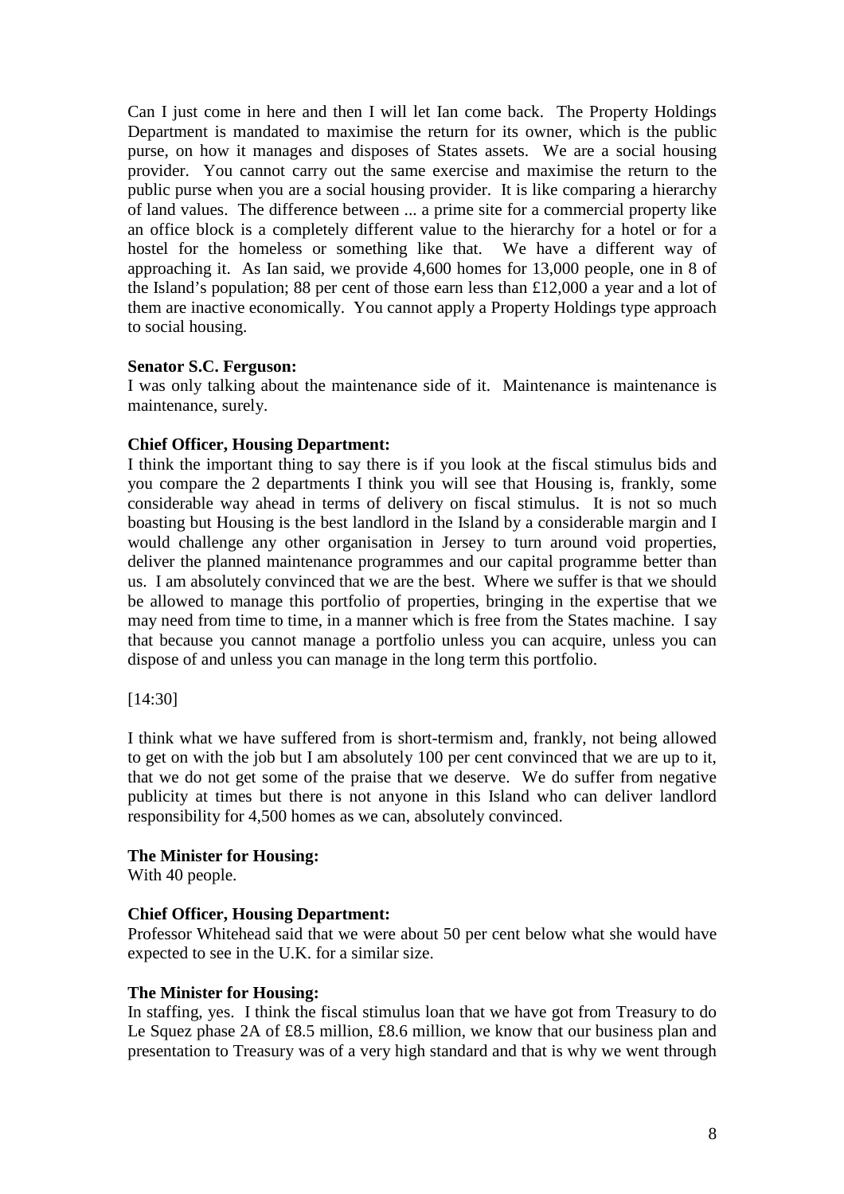Can I just come in here and then I will let Ian come back. The Property Holdings Department is mandated to maximise the return for its owner, which is the public purse, on how it manages and disposes of States assets. We are a social housing provider. You cannot carry out the same exercise and maximise the return to the public purse when you are a social housing provider. It is like comparing a hierarchy of land values. The difference between ... a prime site for a commercial property like an office block is a completely different value to the hierarchy for a hotel or for a hostel for the homeless or something like that. We have a different way of approaching it. As Ian said, we provide 4,600 homes for 13,000 people, one in 8 of the Island's population; 88 per cent of those earn less than £12,000 a year and a lot of them are inactive economically. You cannot apply a Property Holdings type approach to social housing.

**Senator S.C. Ferguson:**

I was only talking about the maintenance side of it. Maintenance is maintenance is maintenance, surely.

**Chief Officer, Housing Department:**

I think the important thing to say there is if you look at the fiscal stimulus bids and you compare the 2 departments I think you will see that Housing is, frankly, some considerable way ahead in terms of delivery on fiscal stimulus. It is not so much boasting but Housing is the best landlord in the Island by a considerable margin and I would challenge any other organisation in Jersey to turn around void properties, deliver the planned maintenance programmes and our capital programme better than us. I am absolutely convinced that we are the best. Where we suffer is that we should be allowed to manage this portfolio of properties, bringing in the expertise that we may need from time to time, in a manner which is free from the States machine. I say that because you cannot manage a portfolio unless you can acquire, unless you can dispose of and unless you can manage in the long term this portfolio.

[14:30]

I think what we have suffered from is short-termism and, frankly, not being allowed to get on with the job but I am absolutely 100 per cent convinced that we are up to it, that we do not get some of the praise that we deserve. We do suffer from negative publicity at times but there is not anyone in this Island who can deliver landlord responsibility for 4,500 homes as we can, absolutely convinced.

**The Minister for Housing:**

With 40 people.

**Chief Officer, Housing Department:**

Professor Whitehead said that we were about 50 per cent below what she would have expected to see in the U.K. for a similar size.

**The Minister for Housing:**

In staffing, yes. I think the fiscal stimulus loan that we have got from Treasury to do Le Squez phase 2A of £8.5 million, £8.6 million, we know that our business plan and presentation to Treasury was of a very high standard and that is why we went through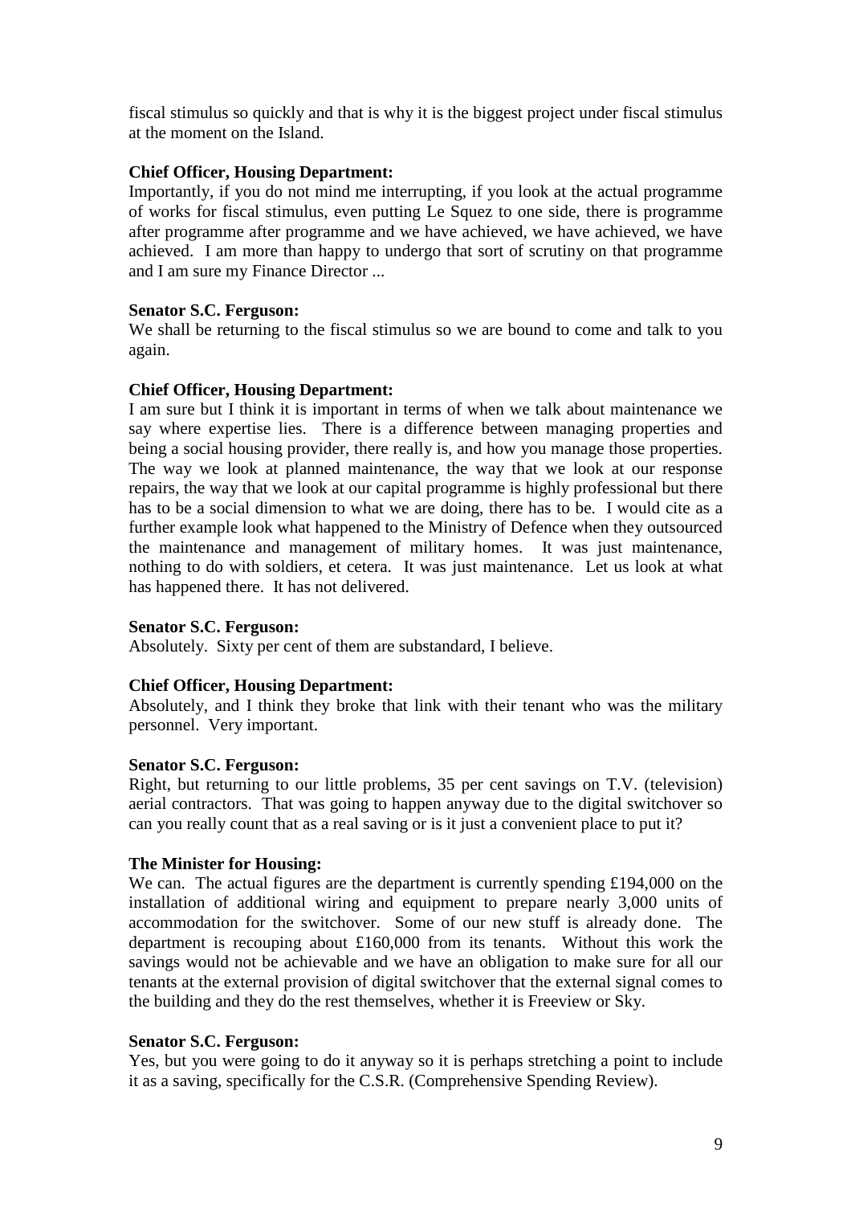fiscal stimulus so quickly and that is why it is the biggest project under fiscal stimulus at the moment on the Island.

**Chief Officer, Housing Department:**
Importantly, if you do not mind me interrupting, if you look at the actual programme of works for fiscal stimulus, even putting Le Squez to one side, there is programme after programme after programme and we have achieved, we have achieved, we have achieved. I am more than happy to undergo that sort of scrutiny on that programme and I am sure my Finance Director ...

**Senator S.C. Ferguson:**
We shall be returning to the fiscal stimulus so we are bound to come and talk to you again.

**Chief Officer, Housing Department:**
I am sure but I think it is important in terms of when we talk about maintenance we say where expertise lies. There is a difference between managing properties and being a social housing provider, there really is, and how you manage those properties. The way we look at planned maintenance, the way that we look at our response repairs, the way that we look at our capital programme is highly professional but there has to be a social dimension to what we are doing, there has to be. I would cite as a further example look what happened to the Ministry of Defence when they outsourced the maintenance and management of military homes. It was just maintenance, nothing to do with soldiers, et cetera. It was just maintenance. Let us look at what has happened there. It has not delivered.

**Senator S.C. Ferguson:**
Absolutely. Sixty per cent of them are substandard, I believe.

**Chief Officer, Housing Department:**
Absolutely, and I think they broke that link with their tenant who was the military personnel. Very important.

**Senator S.C. Ferguson:**
Right, but returning to our little problems, 35 per cent savings on T.V. (television) aerial contractors. That was going to happen anyway due to the digital switchover so can you really count that as a real saving or is it just a convenient place to put it?

**The Minister for Housing:**
We can. The actual figures are the department is currently spending £194,000 on the installation of additional wiring and equipment to prepare nearly 3,000 units of accommodation for the switchover. Some of our new stuff is already done. The department is recouping about £160,000 from its tenants. Without this work the savings would not be achievable and we have an obligation to make sure for all our tenants at the external provision of digital switchover that the external signal comes to the building and they do the rest themselves, whether it is Freeview or Sky.

**Senator S.C. Ferguson:**
Yes, but you were going to do it anyway so it is perhaps stretching a point to include it as a saving, specifically for the C.S.R. (Comprehensive Spending Review).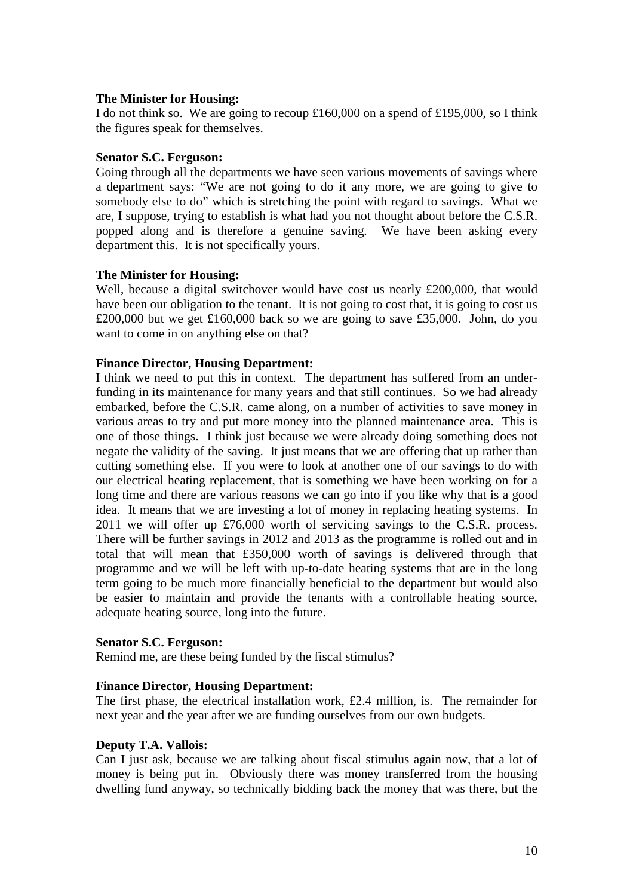**The Minister for Housing:**

I do not think so. We are going to recoup £160,000 on a spend of £195,000, so I think the figures speak for themselves.

**Senator S.C. Ferguson:**

Going through all the departments we have seen various movements of savings where a department says: "We are not going to do it any more, we are going to give to somebody else to do" which is stretching the point with regard to savings. What we are, I suppose, trying to establish is what had you not thought about before the C.S.R. popped along and is therefore a genuine saving. We have been asking every department this. It is not specifically yours.

**The Minister for Housing:**

Well, because a digital switchover would have cost us nearly £200,000, that would have been our obligation to the tenant. It is not going to cost that, it is going to cost us £200,000 but we get £160,000 back so we are going to save £35,000. John, do you want to come in on anything else on that?

**Finance Director, Housing Department:**

I think we need to put this in context. The department has suffered from an under-funding in its maintenance for many years and that still continues. So we had already embarked, before the C.S.R. came along, on a number of activities to save money in various areas to try and put more money into the planned maintenance area. This is one of those things. I think just because we were already doing something does not negate the validity of the saving. It just means that we are offering that up rather than cutting something else. If you were to look at another one of our savings to do with our electrical heating replacement, that is something we have been working on for a long time and there are various reasons we can go into if you like why that is a good idea. It means that we are investing a lot of money in replacing heating systems. In 2011 we will offer up £76,000 worth of servicing savings to the C.S.R. process. There will be further savings in 2012 and 2013 as the programme is rolled out and in total that will mean that £350,000 worth of savings is delivered through that programme and we will be left with up-to-date heating systems that are in the long term going to be much more financially beneficial to the department but would also be easier to maintain and provide the tenants with a controllable heating source, adequate heating source, long into the future.

**Senator S.C. Ferguson:**

Remind me, are these being funded by the fiscal stimulus?

**Finance Director, Housing Department:**

The first phase, the electrical installation work, £2.4 million, is. The remainder for next year and the year after we are funding ourselves from our own budgets.

**Deputy T.A. Vallois:**

Can I just ask, because we are talking about fiscal stimulus again now, that a lot of money is being put in. Obviously there was money transferred from the housing dwelling fund anyway, so technically bidding back the money that was there, but the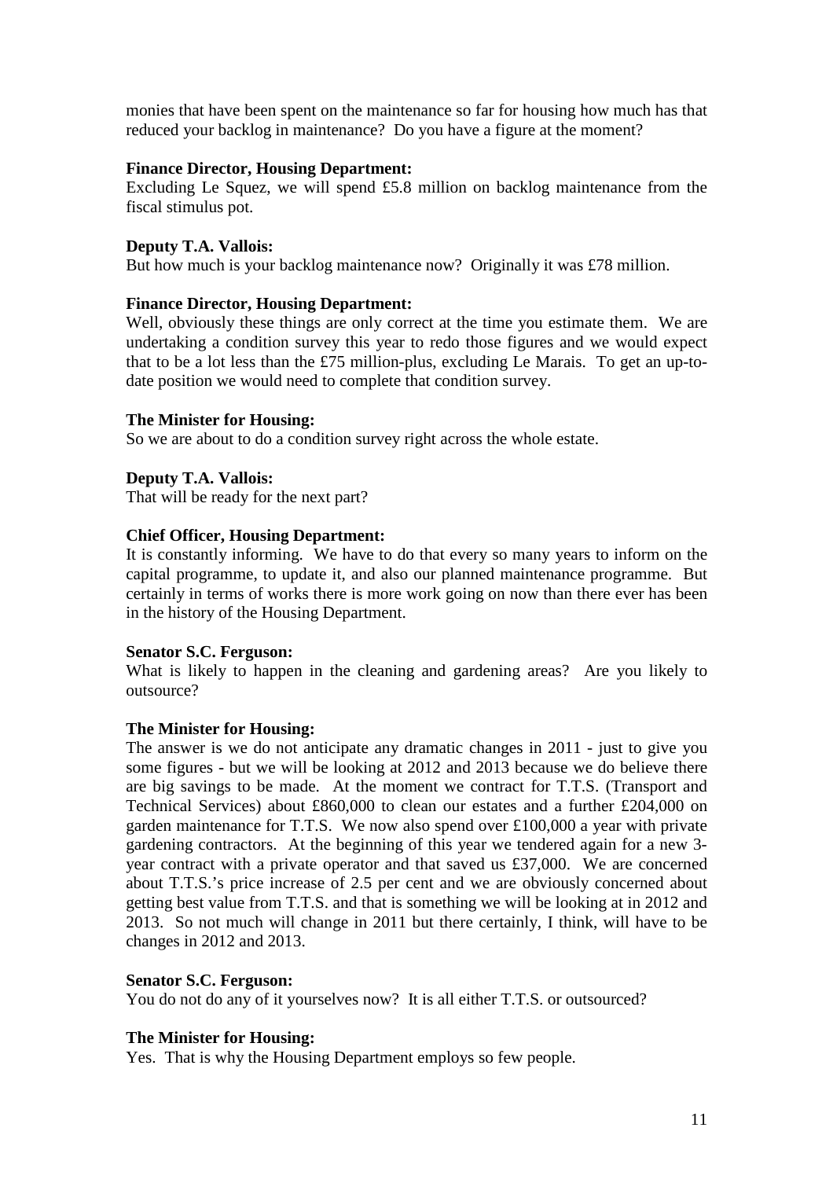monies that have been spent on the maintenance so far for housing how much has that reduced your backlog in maintenance? Do you have a figure at the moment?

**Finance Director, Housing Department:**
Excluding Le Squez, we will spend £5.8 million on backlog maintenance from the fiscal stimulus pot.

**Deputy T.A. Vallois:**
But how much is your backlog maintenance now? Originally it was £78 million.

**Finance Director, Housing Department:**
Well, obviously these things are only correct at the time you estimate them. We are undertaking a condition survey this year to redo those figures and we would expect that to be a lot less than the £75 million-plus, excluding Le Marais. To get an up-to-date position we would need to complete that condition survey.

**The Minister for Housing:**
So we are about to do a condition survey right across the whole estate.

**Deputy T.A. Vallois:**
That will be ready for the next part?

**Chief Officer, Housing Department:**
It is constantly informing. We have to do that every so many years to inform on the capital programme, to update it, and also our planned maintenance programme. But certainly in terms of works there is more work going on now than there ever has been in the history of the Housing Department.

**Senator S.C. Ferguson:**
What is likely to happen in the cleaning and gardening areas? Are you likely to outsource?

**The Minister for Housing:**
The answer is we do not anticipate any dramatic changes in 2011 - just to give you some figures - but we will be looking at 2012 and 2013 because we do believe there are big savings to be made. At the moment we contract for T.T.S. (Transport and Technical Services) about £860,000 to clean our estates and a further £204,000 on garden maintenance for T.T.S. We now also spend over £100,000 a year with private gardening contractors. At the beginning of this year we tendered again for a new 3-year contract with a private operator and that saved us £37,000. We are concerned about T.T.S.'s price increase of 2.5 per cent and we are obviously concerned about getting best value from T.T.S. and that is something we will be looking at in 2012 and 2013. So not much will change in 2011 but there certainly, I think, will have to be changes in 2012 and 2013.

**Senator S.C. Ferguson:**
You do not do any of it yourselves now? It is all either T.T.S. or outsourced?

**The Minister for Housing:**
Yes. That is why the Housing Department employs so few people.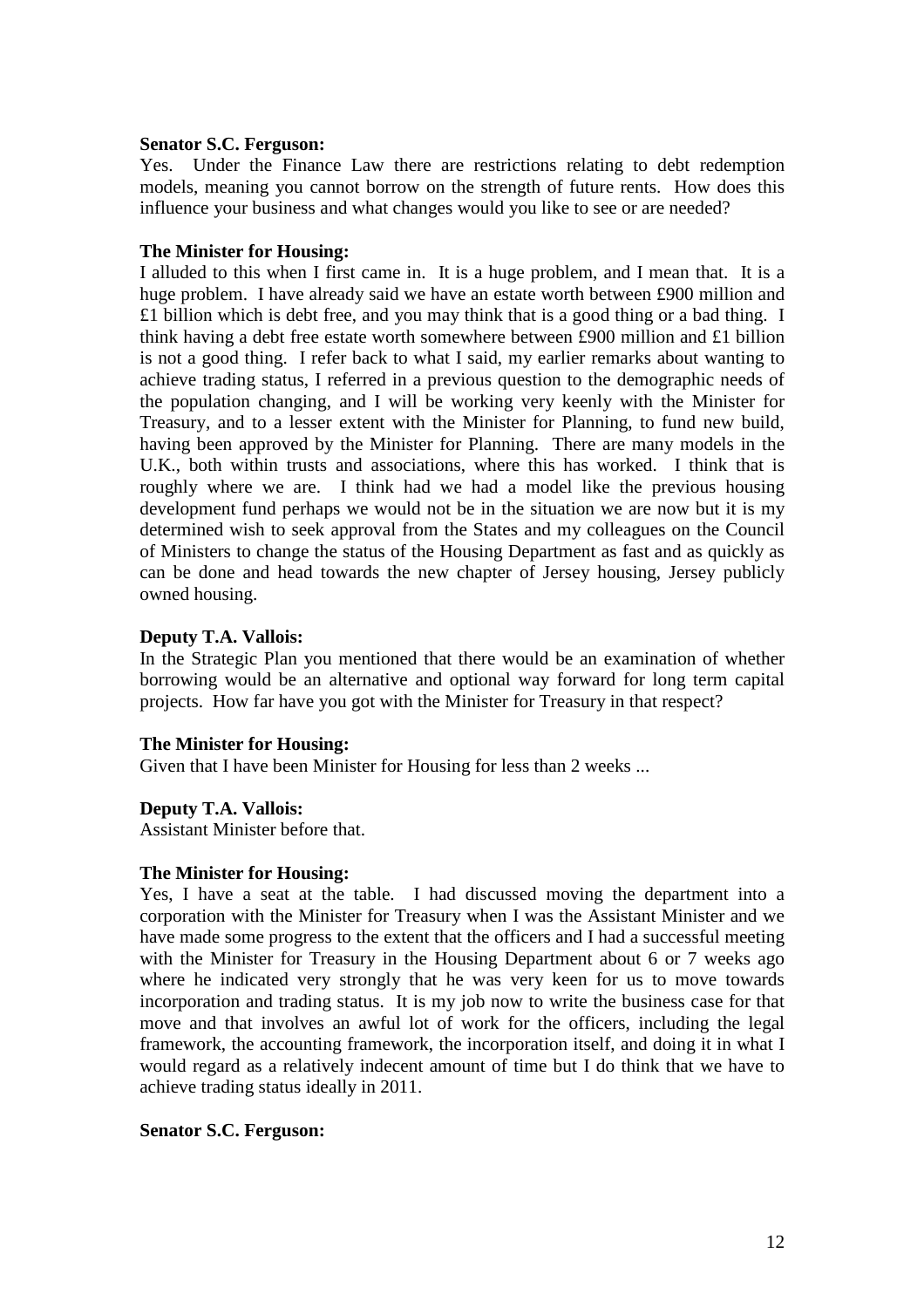**Senator S.C. Ferguson:**

Yes. Under the Finance Law there are restrictions relating to debt redemption models, meaning you cannot borrow on the strength of future rents. How does this influence your business and what changes would you like to see or are needed?

**The Minister for Housing:**

I alluded to this when I first came in. It is a huge problem, and I mean that. It is a huge problem. I have already said we have an estate worth between £900 million and £1 billion which is debt free, and you may think that is a good thing or a bad thing. I think having a debt free estate worth somewhere between £900 million and £1 billion is not a good thing. I refer back to what I said, my earlier remarks about wanting to achieve trading status, I referred in a previous question to the demographic needs of the population changing, and I will be working very keenly with the Minister for Treasury, and to a lesser extent with the Minister for Planning, to fund new build, having been approved by the Minister for Planning. There are many models in the U.K., both within trusts and associations, where this has worked. I think that is roughly where we are. I think had we had a model like the previous housing development fund perhaps we would not be in the situation we are now but it is my determined wish to seek approval from the States and my colleagues on the Council of Ministers to change the status of the Housing Department as fast and as quickly as can be done and head towards the new chapter of Jersey housing, Jersey publicly owned housing.

**Deputy T.A. Vallois:**

In the Strategic Plan you mentioned that there would be an examination of whether borrowing would be an alternative and optional way forward for long term capital projects. How far have you got with the Minister for Treasury in that respect?

**The Minister for Housing:**

Given that I have been Minister for Housing for less than 2 weeks ...

**Deputy T.A. Vallois:**

Assistant Minister before that.

**The Minister for Housing:**

Yes, I have a seat at the table. I had discussed moving the department into a corporation with the Minister for Treasury when I was the Assistant Minister and we have made some progress to the extent that the officers and I had a successful meeting with the Minister for Treasury in the Housing Department about 6 or 7 weeks ago where he indicated very strongly that he was very keen for us to move towards incorporation and trading status. It is my job now to write the business case for that move and that involves an awful lot of work for the officers, including the legal framework, the accounting framework, the incorporation itself, and doing it in what I would regard as a relatively indecent amount of time but I do think that we have to achieve trading status ideally in 2011.

**Senator S.C. Ferguson:**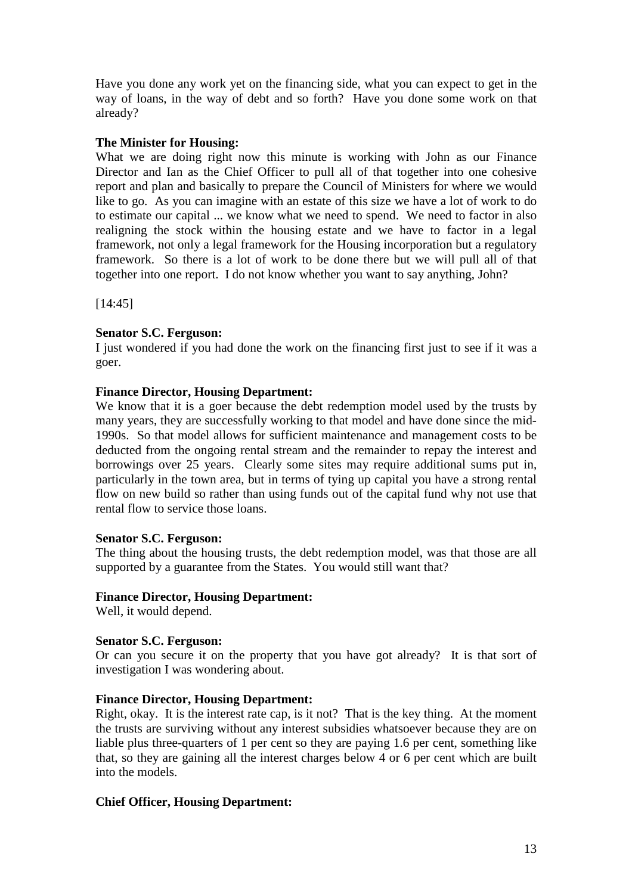Have you done any work yet on the financing side, what you can expect to get in the way of loans, in the way of debt and so forth? Have you done some work on that already?

**The Minister for Housing:**
What we are doing right now this minute is working with John as our Finance Director and Ian as the Chief Officer to pull all of that together into one cohesive report and plan and basically to prepare the Council of Ministers for where we would like to go. As you can imagine with an estate of this size we have a lot of work to do to estimate our capital ... we know what we need to spend. We need to factor in also realigning the stock within the housing estate and we have to factor in a legal framework, not only a legal framework for the Housing incorporation but a regulatory framework. So there is a lot of work to be done there but we will pull all of that together into one report. I do not know whether you want to say anything, John?

[14:45]

**Senator S.C. Ferguson:**
I just wondered if you had done the work on the financing first just to see if it was a goer.

**Finance Director, Housing Department:**
We know that it is a goer because the debt redemption model used by the trusts by many years, they are successfully working to that model and have done since the mid-1990s. So that model allows for sufficient maintenance and management costs to be deducted from the ongoing rental stream and the remainder to repay the interest and borrowings over 25 years. Clearly some sites may require additional sums put in, particularly in the town area, but in terms of tying up capital you have a strong rental flow on new build so rather than using funds out of the capital fund why not use that rental flow to service those loans.

**Senator S.C. Ferguson:**
The thing about the housing trusts, the debt redemption model, was that those are all supported by a guarantee from the States. You would still want that?

**Finance Director, Housing Department:**
Well, it would depend.

**Senator S.C. Ferguson:**
Or can you secure it on the property that you have got already? It is that sort of investigation I was wondering about.

**Finance Director, Housing Department:**
Right, okay. It is the interest rate cap, is it not? That is the key thing. At the moment the trusts are surviving without any interest subsidies whatsoever because they are on liable plus three-quarters of 1 per cent so they are paying 1.6 per cent, something like that, so they are gaining all the interest charges below 4 or 6 per cent which are built into the models.

**Chief Officer, Housing Department:**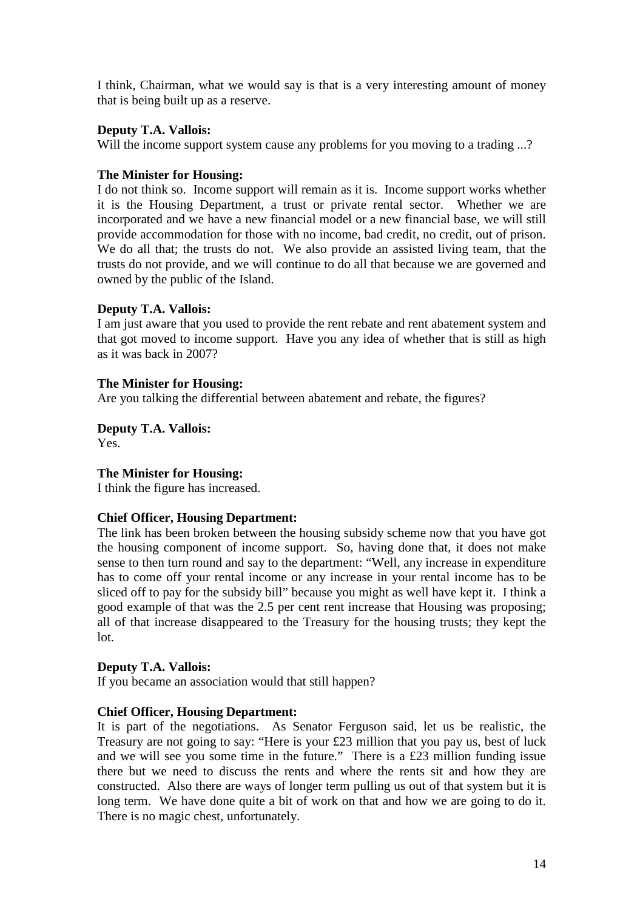I think, Chairman, what we would say is that is a very interesting amount of money that is being built up as a reserve.

**Deputy T.A. Vallois:**
Will the income support system cause any problems for you moving to a trading ...?

**The Minister for Housing:**
I do not think so. Income support will remain as it is. Income support works whether it is the Housing Department, a trust or private rental sector. Whether we are incorporated and we have a new financial model or a new financial base, we will still provide accommodation for those with no income, bad credit, no credit, out of prison. We do all that; the trusts do not. We also provide an assisted living team, that the trusts do not provide, and we will continue to do all that because we are governed and owned by the public of the Island.

**Deputy T.A. Vallois:**
I am just aware that you used to provide the rent rebate and rent abatement system and that got moved to income support. Have you any idea of whether that is still as high as it was back in 2007?

**The Minister for Housing:**
Are you talking the differential between abatement and rebate, the figures?

**Deputy T.A. Vallois:**
Yes.

**The Minister for Housing:**
I think the figure has increased.

**Chief Officer, Housing Department:**
The link has been broken between the housing subsidy scheme now that you have got the housing component of income support. So, having done that, it does not make sense to then turn round and say to the department: "Well, any increase in expenditure has to come off your rental income or any increase in your rental income has to be sliced off to pay for the subsidy bill" because you might as well have kept it. I think a good example of that was the 2.5 per cent rent increase that Housing was proposing; all of that increase disappeared to the Treasury for the housing trusts; they kept the lot.

**Deputy T.A. Vallois:**
If you became an association would that still happen?

**Chief Officer, Housing Department:**
It is part of the negotiations. As Senator Ferguson said, let us be realistic, the Treasury are not going to say: "Here is your £23 million that you pay us, best of luck and we will see you some time in the future." There is a £23 million funding issue there but we need to discuss the rents and where the rents sit and how they are constructed. Also there are ways of longer term pulling us out of that system but it is long term. We have done quite a bit of work on that and how we are going to do it. There is no magic chest, unfortunately.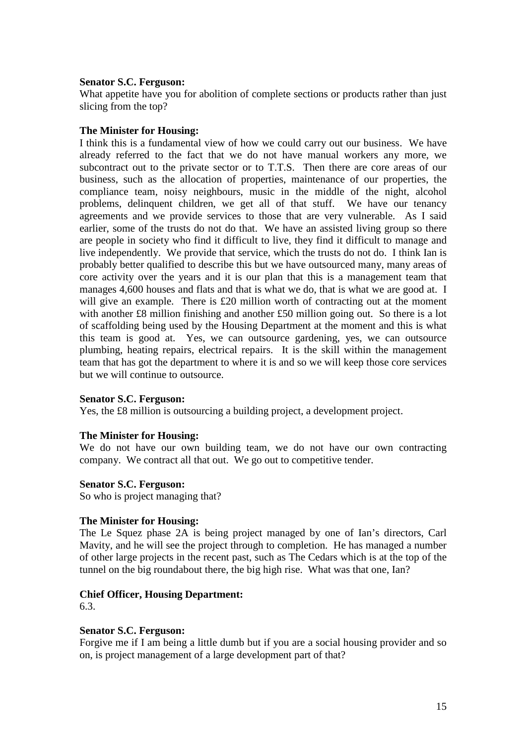**Senator S.C. Ferguson:**
What appetite have you for abolition of complete sections or products rather than just slicing from the top?

**The Minister for Housing:**
I think this is a fundamental view of how we could carry out our business. We have already referred to the fact that we do not have manual workers any more, we subcontract out to the private sector or to T.T.S. Then there are core areas of our business, such as the allocation of properties, maintenance of our properties, the compliance team, noisy neighbours, music in the middle of the night, alcohol problems, delinquent children, we get all of that stuff. We have our tenancy agreements and we provide services to those that are very vulnerable. As I said earlier, some of the trusts do not do that. We have an assisted living group so there are people in society who find it difficult to live, they find it difficult to manage and live independently. We provide that service, which the trusts do not do. I think Ian is probably better qualified to describe this but we have outsourced many, many areas of core activity over the years and it is our plan that this is a management team that manages 4,600 houses and flats and that is what we do, that is what we are good at. I will give an example. There is £20 million worth of contracting out at the moment with another £8 million finishing and another £50 million going out. So there is a lot of scaffolding being used by the Housing Department at the moment and this is what this team is good at. Yes, we can outsource gardening, yes, we can outsource plumbing, heating repairs, electrical repairs. It is the skill within the management team that has got the department to where it is and so we will keep those core services but we will continue to outsource.

**Senator S.C. Ferguson:**
Yes, the £8 million is outsourcing a building project, a development project.

**The Minister for Housing:**
We do not have our own building team, we do not have our own contracting company. We contract all that out. We go out to competitive tender.

**Senator S.C. Ferguson:**
So who is project managing that?

**The Minister for Housing:**
The Le Squez phase 2A is being project managed by one of Ian's directors, Carl Mavity, and he will see the project through to completion. He has managed a number of other large projects in the recent past, such as The Cedars which is at the top of the tunnel on the big roundabout there, the big high rise. What was that one, Ian?

**Chief Officer, Housing Department:**
6.3.

**Senator S.C. Ferguson:**
Forgive me if I am being a little dumb but if you are a social housing provider and so on, is project management of a large development part of that?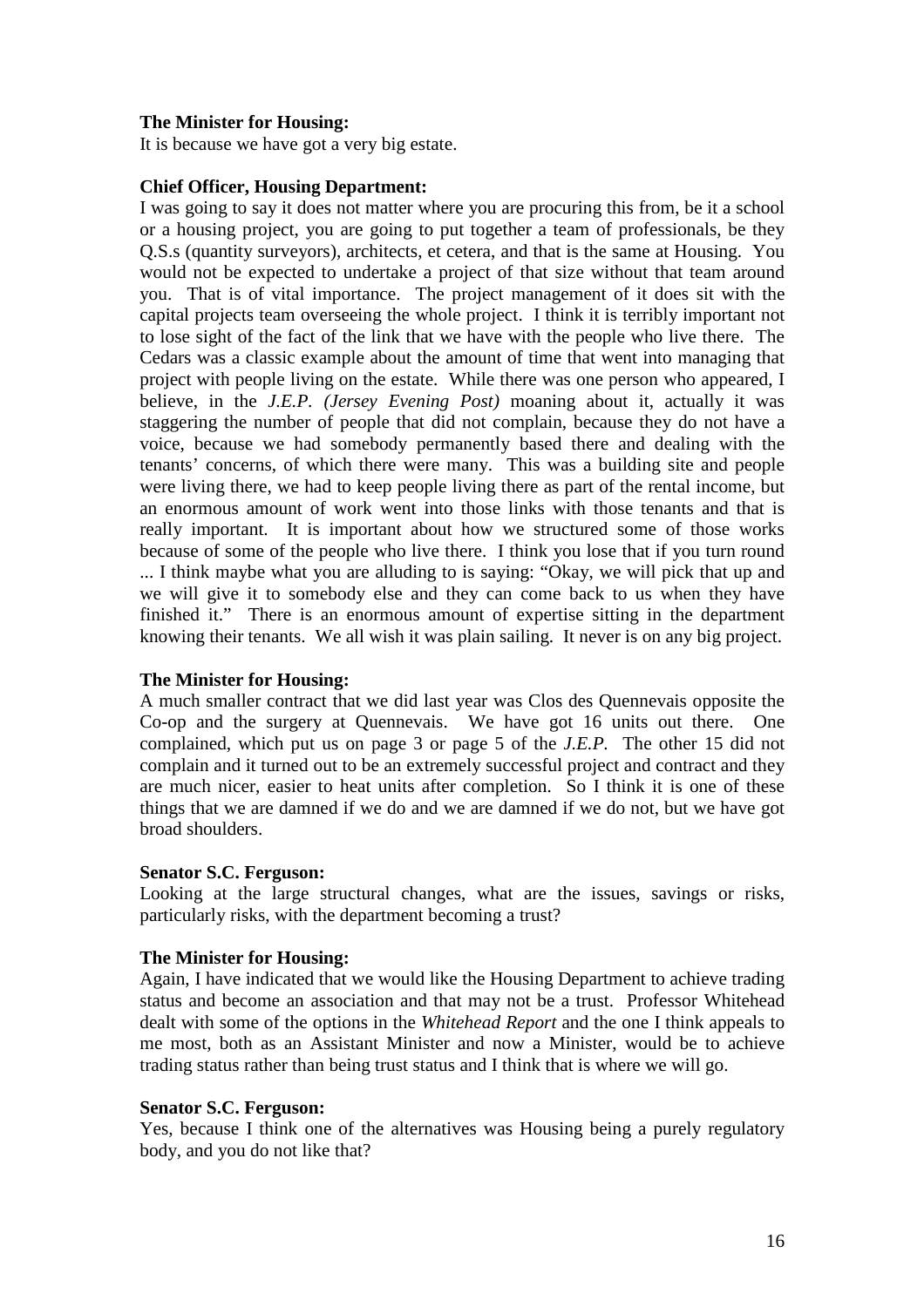**The Minister for Housing:**
It is because we have got a very big estate.

**Chief Officer, Housing Department:**
I was going to say it does not matter where you are procuring this from, be it a school or a housing project, you are going to put together a team of professionals, be they Q.S.s (quantity surveyors), architects, et cetera, and that is the same at Housing. You would not be expected to undertake a project of that size without that team around you. That is of vital importance. The project management of it does sit with the capital projects team overseeing the whole project. I think it is terribly important not to lose sight of the fact of the link that we have with the people who live there. The Cedars was a classic example about the amount of time that went into managing that project with people living on the estate. While there was one person who appeared, I believe, in the *J.E.P. (Jersey Evening Post)* moaning about it, actually it was staggering the number of people that did not complain, because they do not have a voice, because we had somebody permanently based there and dealing with the tenants' concerns, of which there were many. This was a building site and people were living there, we had to keep people living there as part of the rental income, but an enormous amount of work went into those links with those tenants and that is really important. It is important about how we structured some of those works because of some of the people who live there. I think you lose that if you turn round ... I think maybe what you are alluding to is saying: "Okay, we will pick that up and we will give it to somebody else and they can come back to us when they have finished it." There is an enormous amount of expertise sitting in the department knowing their tenants. We all wish it was plain sailing. It never is on any big project.

**The Minister for Housing:**
A much smaller contract that we did last year was Clos des Quennevais opposite the Co-op and the surgery at Quennevais. We have got 16 units out there. One complained, which put us on page 3 or page 5 of the *J.E.P.* The other 15 did not complain and it turned out to be an extremely successful project and contract and they are much nicer, easier to heat units after completion. So I think it is one of these things that we are damned if we do and we are damned if we do not, but we have got broad shoulders.

**Senator S.C. Ferguson:**
Looking at the large structural changes, what are the issues, savings or risks, particularly risks, with the department becoming a trust?

**The Minister for Housing:**
Again, I have indicated that we would like the Housing Department to achieve trading status and become an association and that may not be a trust. Professor Whitehead dealt with some of the options in the *Whitehead Report* and the one I think appeals to me most, both as an Assistant Minister and now a Minister, would be to achieve trading status rather than being trust status and I think that is where we will go.

**Senator S.C. Ferguson:**
Yes, because I think one of the alternatives was Housing being a purely regulatory body, and you do not like that?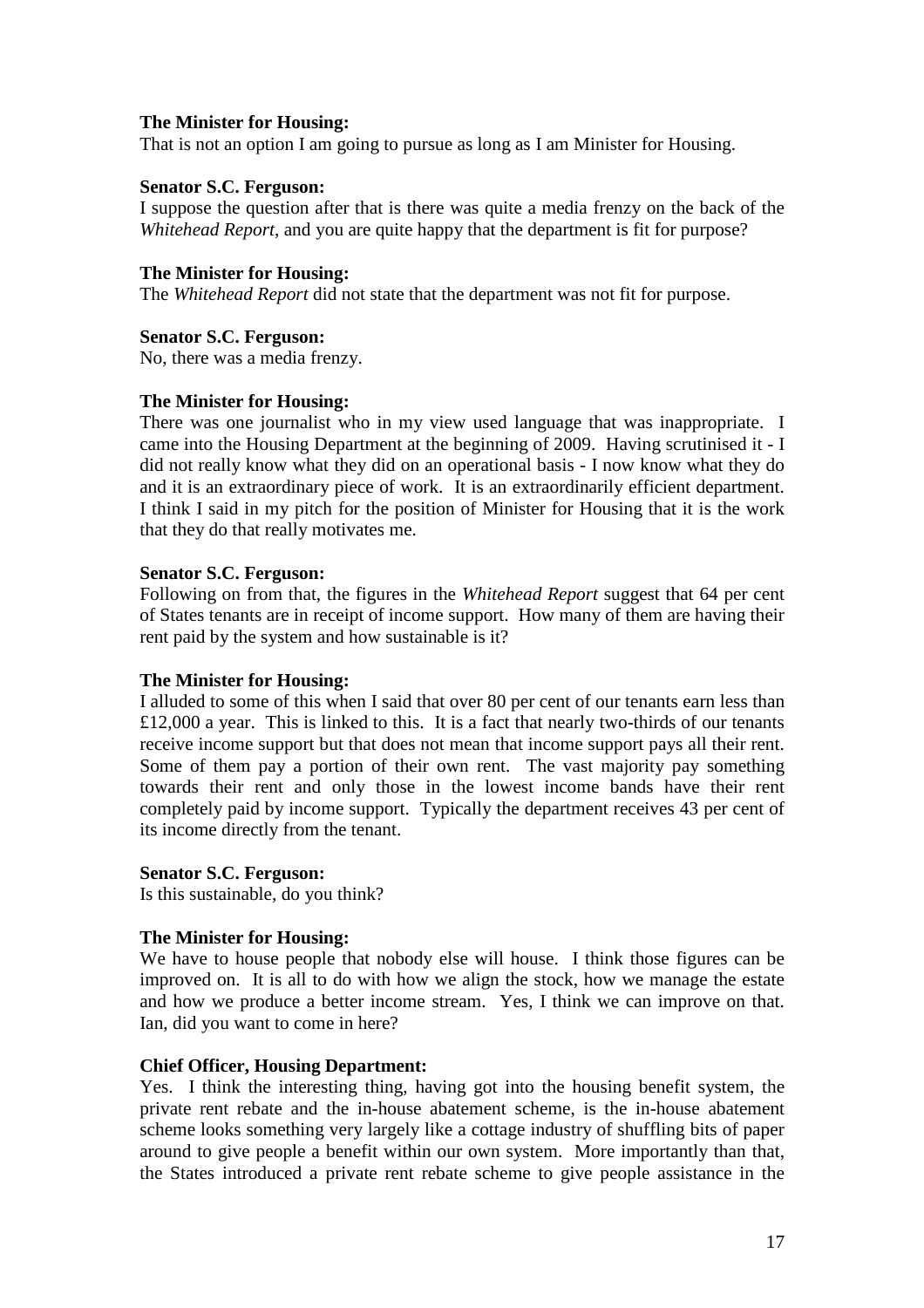**The Minister for Housing:**
That is not an option I am going to pursue as long as I am Minister for Housing.

**Senator S.C. Ferguson:**
I suppose the question after that is there was quite a media frenzy on the back of the *Whitehead Report*, and you are quite happy that the department is fit for purpose?

**The Minister for Housing:**
The *Whitehead Report* did not state that the department was not fit for purpose.

**Senator S.C. Ferguson:**
No, there was a media frenzy.

**The Minister for Housing:**
There was one journalist who in my view used language that was inappropriate. I came into the Housing Department at the beginning of 2009. Having scrutinised it - I did not really know what they did on an operational basis - I now know what they do and it is an extraordinary piece of work. It is an extraordinarily efficient department. I think I said in my pitch for the position of Minister for Housing that it is the work that they do that really motivates me.

**Senator S.C. Ferguson:**
Following on from that, the figures in the *Whitehead Report* suggest that 64 per cent of States tenants are in receipt of income support. How many of them are having their rent paid by the system and how sustainable is it?

**The Minister for Housing:**
I alluded to some of this when I said that over 80 per cent of our tenants earn less than £12,000 a year. This is linked to this. It is a fact that nearly two-thirds of our tenants receive income support but that does not mean that income support pays all their rent. Some of them pay a portion of their own rent. The vast majority pay something towards their rent and only those in the lowest income bands have their rent completely paid by income support. Typically the department receives 43 per cent of its income directly from the tenant.

**Senator S.C. Ferguson:**
Is this sustainable, do you think?

**The Minister for Housing:**
We have to house people that nobody else will house. I think those figures can be improved on. It is all to do with how we align the stock, how we manage the estate and how we produce a better income stream. Yes, I think we can improve on that. Ian, did you want to come in here?

**Chief Officer, Housing Department:**
Yes. I think the interesting thing, having got into the housing benefit system, the private rent rebate and the in-house abatement scheme, is the in-house abatement scheme looks something very largely like a cottage industry of shuffling bits of paper around to give people a benefit within our own system. More importantly than that, the States introduced a private rent rebate scheme to give people assistance in the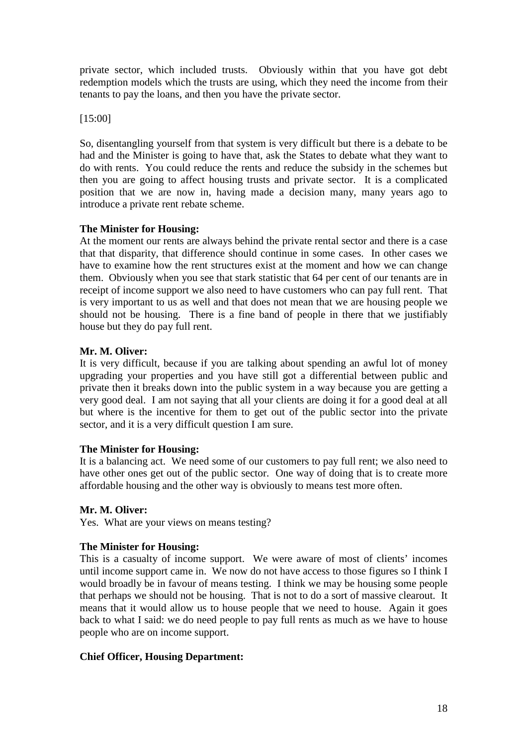private sector, which included trusts. Obviously within that you have got debt redemption models which the trusts are using, which they need the income from their tenants to pay the loans, and then you have the private sector.

[15:00]

So, disentangling yourself from that system is very difficult but there is a debate to be had and the Minister is going to have that, ask the States to debate what they want to do with rents. You could reduce the rents and reduce the subsidy in the schemes but then you are going to affect housing trusts and private sector. It is a complicated position that we are now in, having made a decision many, many years ago to introduce a private rent rebate scheme.

**The Minister for Housing:**
At the moment our rents are always behind the private rental sector and there is a case that that disparity, that difference should continue in some cases. In other cases we have to examine how the rent structures exist at the moment and how we can change them. Obviously when you see that stark statistic that 64 per cent of our tenants are in receipt of income support we also need to have customers who can pay full rent. That is very important to us as well and that does not mean that we are housing people we should not be housing. There is a fine band of people in there that we justifiably house but they do pay full rent.

**Mr. M. Oliver:**
It is very difficult, because if you are talking about spending an awful lot of money upgrading your properties and you have still got a differential between public and private then it breaks down into the public system in a way because you are getting a very good deal. I am not saying that all your clients are doing it for a good deal at all but where is the incentive for them to get out of the public sector into the private sector, and it is a very difficult question I am sure.

**The Minister for Housing:**
It is a balancing act. We need some of our customers to pay full rent; we also need to have other ones get out of the public sector. One way of doing that is to create more affordable housing and the other way is obviously to means test more often.

**Mr. M. Oliver:**
Yes. What are your views on means testing?

**The Minister for Housing:**
This is a casualty of income support. We were aware of most of clients' incomes until income support came in. We now do not have access to those figures so I think I would broadly be in favour of means testing. I think we may be housing some people that perhaps we should not be housing. That is not to do a sort of massive clearout. It means that it would allow us to house people that we need to house. Again it goes back to what I said: we do need people to pay full rents as much as we have to house people who are on income support.

**Chief Officer, Housing Department:**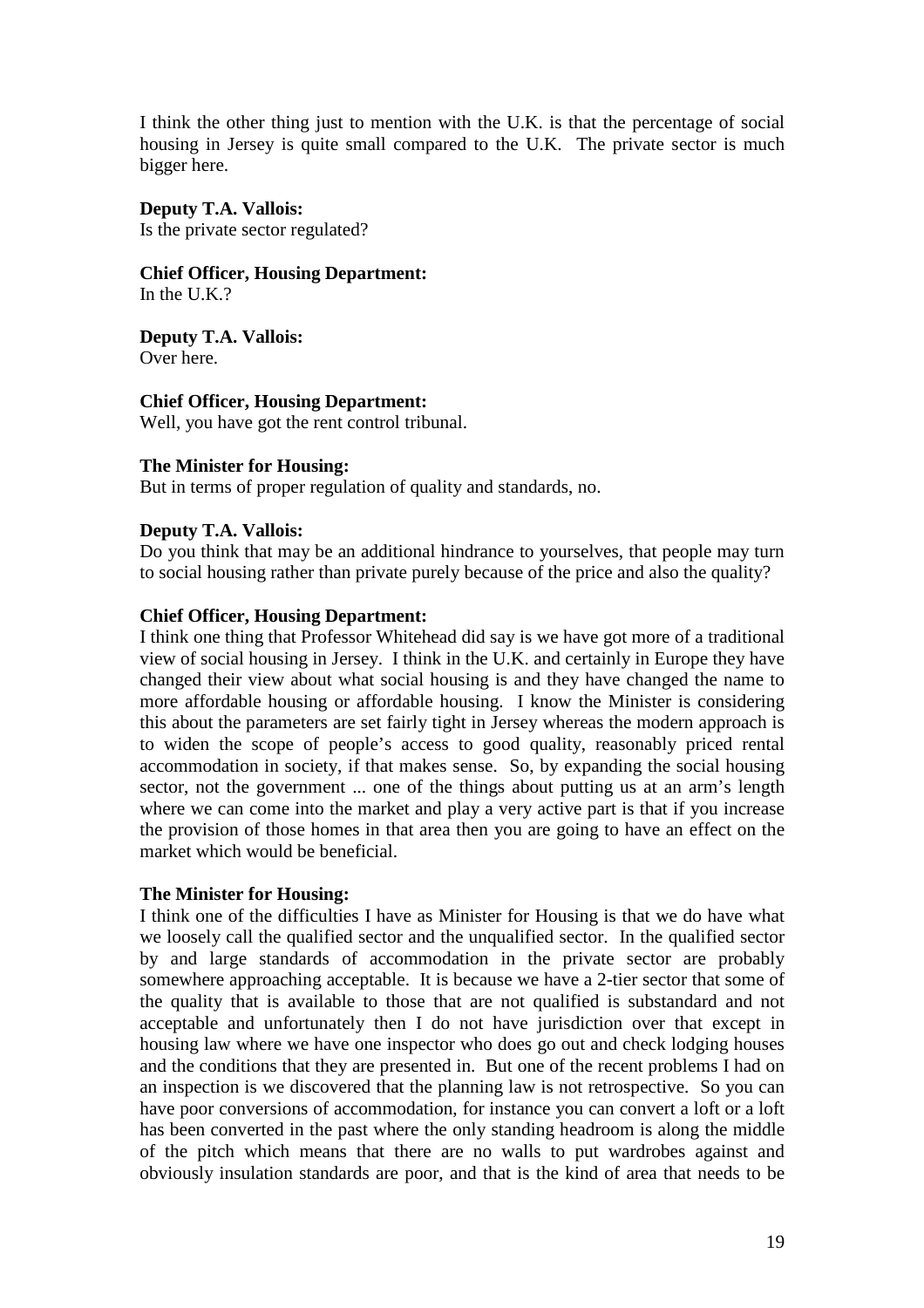I think the other thing just to mention with the U.K. is that the percentage of social housing in Jersey is quite small compared to the U.K. The private sector is much bigger here.

**Deputy T.A. Vallois:**
Is the private sector regulated?

**Chief Officer, Housing Department:**
In the U.K.?

**Deputy T.A. Vallois:**
Over here.

**Chief Officer, Housing Department:**
Well, you have got the rent control tribunal.

**The Minister for Housing:**
But in terms of proper regulation of quality and standards, no.

**Deputy T.A. Vallois:**
Do you think that may be an additional hindrance to yourselves, that people may turn to social housing rather than private purely because of the price and also the quality?

**Chief Officer, Housing Department:**
I think one thing that Professor Whitehead did say is we have got more of a traditional view of social housing in Jersey. I think in the U.K. and certainly in Europe they have changed their view about what social housing is and they have changed the name to more affordable housing or affordable housing. I know the Minister is considering this about the parameters are set fairly tight in Jersey whereas the modern approach is to widen the scope of people's access to good quality, reasonably priced rental accommodation in society, if that makes sense. So, by expanding the social housing sector, not the government ... one of the things about putting us at an arm's length where we can come into the market and play a very active part is that if you increase the provision of those homes in that area then you are going to have an effect on the market which would be beneficial.

**The Minister for Housing:**
I think one of the difficulties I have as Minister for Housing is that we do have what we loosely call the qualified sector and the unqualified sector. In the qualified sector by and large standards of accommodation in the private sector are probably somewhere approaching acceptable. It is because we have a 2-tier sector that some of the quality that is available to those that are not qualified is substandard and not acceptable and unfortunately then I do not have jurisdiction over that except in housing law where we have one inspector who does go out and check lodging houses and the conditions that they are presented in. But one of the recent problems I had on an inspection is we discovered that the planning law is not retrospective. So you can have poor conversions of accommodation, for instance you can convert a loft or a loft has been converted in the past where the only standing headroom is along the middle of the pitch which means that there are no walls to put wardrobes against and obviously insulation standards are poor, and that is the kind of area that needs to be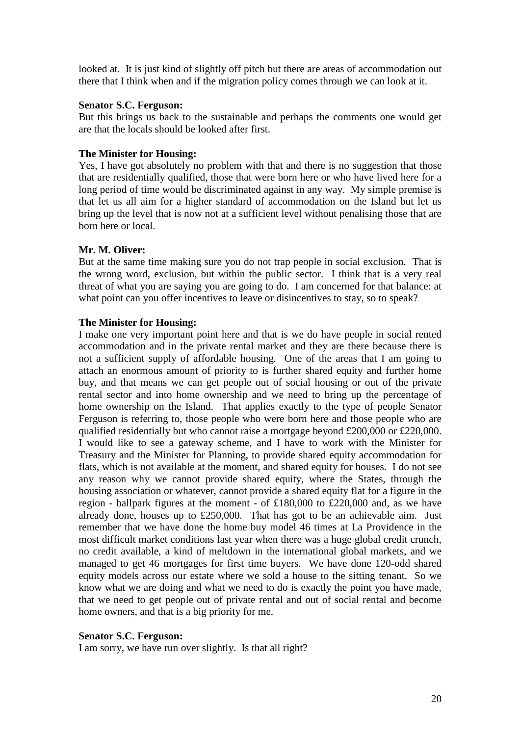looked at. It is just kind of slightly off pitch but there are areas of accommodation out there that I think when and if the migration policy comes through we can look at it.

**Senator S.C. Ferguson:**

But this brings us back to the sustainable and perhaps the comments one would get are that the locals should be looked after first.

**The Minister for Housing:**

Yes, I have got absolutely no problem with that and there is no suggestion that those that are residentially qualified, those that were born here or who have lived here for a long period of time would be discriminated against in any way. My simple premise is that let us all aim for a higher standard of accommodation on the Island but let us bring up the level that is now not at a sufficient level without penalising those that are born here or local.

**Mr. M. Oliver:**

But at the same time making sure you do not trap people in social exclusion. That is the wrong word, exclusion, but within the public sector. I think that is a very real threat of what you are saying you are going to do. I am concerned for that balance: at what point can you offer incentives to leave or disincentives to stay, so to speak?

**The Minister for Housing:**

I make one very important point here and that is we do have people in social rented accommodation and in the private rental market and they are there because there is not a sufficient supply of affordable housing. One of the areas that I am going to attach an enormous amount of priority to is further shared equity and further home buy, and that means we can get people out of social housing or out of the private rental sector and into home ownership and we need to bring up the percentage of home ownership on the Island. That applies exactly to the type of people Senator Ferguson is referring to, those people who were born here and those people who are qualified residentially but who cannot raise a mortgage beyond £200,000 or £220,000. I would like to see a gateway scheme, and I have to work with the Minister for Treasury and the Minister for Planning, to provide shared equity accommodation for flats, which is not available at the moment, and shared equity for houses. I do not see any reason why we cannot provide shared equity, where the States, through the housing association or whatever, cannot provide a shared equity flat for a figure in the region - ballpark figures at the moment - of £180,000 to £220,000 and, as we have already done, houses up to £250,000. That has got to be an achievable aim. Just remember that we have done the home buy model 46 times at La Providence in the most difficult market conditions last year when there was a huge global credit crunch, no credit available, a kind of meltdown in the international global markets, and we managed to get 46 mortgages for first time buyers. We have done 120-odd shared equity models across our estate where we sold a house to the sitting tenant. So we know what we are doing and what we need to do is exactly the point you have made, that we need to get people out of private rental and out of social rental and become home owners, and that is a big priority for me.

**Senator S.C. Ferguson:**

I am sorry, we have run over slightly. Is that all right?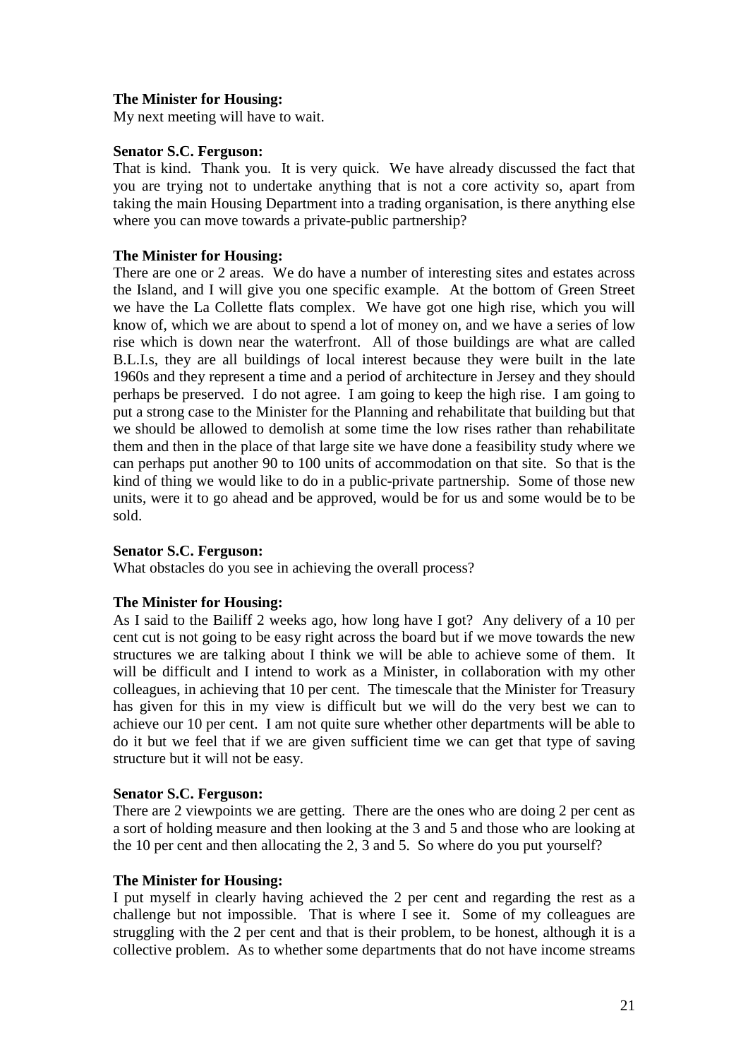**The Minister for Housing:**
My next meeting will have to wait.

**Senator S.C. Ferguson:**
That is kind. Thank you. It is very quick. We have already discussed the fact that you are trying not to undertake anything that is not a core activity so, apart from taking the main Housing Department into a trading organisation, is there anything else where you can move towards a private-public partnership?

**The Minister for Housing:**
There are one or 2 areas. We do have a number of interesting sites and estates across the Island, and I will give you one specific example. At the bottom of Green Street we have the La Collette flats complex. We have got one high rise, which you will know of, which we are about to spend a lot of money on, and we have a series of low rise which is down near the waterfront. All of those buildings are what are called B.L.I.s, they are all buildings of local interest because they were built in the late 1960s and they represent a time and a period of architecture in Jersey and they should perhaps be preserved. I do not agree. I am going to keep the high rise. I am going to put a strong case to the Minister for the Planning and rehabilitate that building but that we should be allowed to demolish at some time the low rises rather than rehabilitate them and then in the place of that large site we have done a feasibility study where we can perhaps put another 90 to 100 units of accommodation on that site. So that is the kind of thing we would like to do in a public-private partnership. Some of those new units, were it to go ahead and be approved, would be for us and some would be to be sold.

**Senator S.C. Ferguson:**
What obstacles do you see in achieving the overall process?

**The Minister for Housing:**
As I said to the Bailiff 2 weeks ago, how long have I got? Any delivery of a 10 per cent cut is not going to be easy right across the board but if we move towards the new structures we are talking about I think we will be able to achieve some of them. It will be difficult and I intend to work as a Minister, in collaboration with my other colleagues, in achieving that 10 per cent. The timescale that the Minister for Treasury has given for this in my view is difficult but we will do the very best we can to achieve our 10 per cent. I am not quite sure whether other departments will be able to do it but we feel that if we are given sufficient time we can get that type of saving structure but it will not be easy.

**Senator S.C. Ferguson:**
There are 2 viewpoints we are getting. There are the ones who are doing 2 per cent as a sort of holding measure and then looking at the 3 and 5 and those who are looking at the 10 per cent and then allocating the 2, 3 and 5. So where do you put yourself?

**The Minister for Housing:**
I put myself in clearly having achieved the 2 per cent and regarding the rest as a challenge but not impossible. That is where I see it. Some of my colleagues are struggling with the 2 per cent and that is their problem, to be honest, although it is a collective problem. As to whether some departments that do not have income streams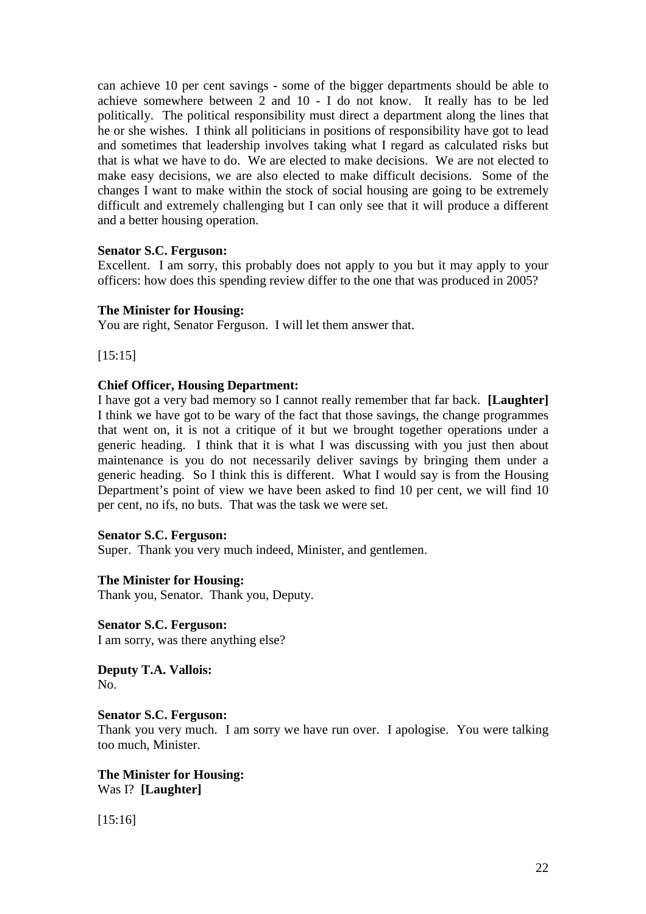can achieve 10 per cent savings - some of the bigger departments should be able to achieve somewhere between 2 and 10 - I do not know. It really has to be led politically. The political responsibility must direct a department along the lines that he or she wishes. I think all politicians in positions of responsibility have got to lead and sometimes that leadership involves taking what I regard as calculated risks but that is what we have to do. We are elected to make decisions. We are not elected to make easy decisions, we are also elected to make difficult decisions. Some of the changes I want to make within the stock of social housing are going to be extremely difficult and extremely challenging but I can only see that it will produce a different and a better housing operation.

**Senator S.C. Ferguson:**
Excellent. I am sorry, this probably does not apply to you but it may apply to your officers: how does this spending review differ to the one that was produced in 2005?

**The Minister for Housing:**
You are right, Senator Ferguson. I will let them answer that.

[15:15]

**Chief Officer, Housing Department:**
I have got a very bad memory so I cannot really remember that far back. **[Laughter]** I think we have got to be wary of the fact that those savings, the change programmes that went on, it is not a critique of it but we brought together operations under a generic heading. I think that it is what I was discussing with you just then about maintenance is you do not necessarily deliver savings by bringing them under a generic heading. So I think this is different. What I would say is from the Housing Department's point of view we have been asked to find 10 per cent, we will find 10 per cent, no ifs, no buts. That was the task we were set.

**Senator S.C. Ferguson:**
Super. Thank you very much indeed, Minister, and gentlemen.

**The Minister for Housing:**
Thank you, Senator. Thank you, Deputy.

**Senator S.C. Ferguson:**
I am sorry, was there anything else?

**Deputy T.A. Vallois:**
No.

**Senator S.C. Ferguson:**
Thank you very much. I am sorry we have run over. I apologise. You were talking too much, Minister.

**The Minister for Housing:**
Was I? **[Laughter]**

[15:16]